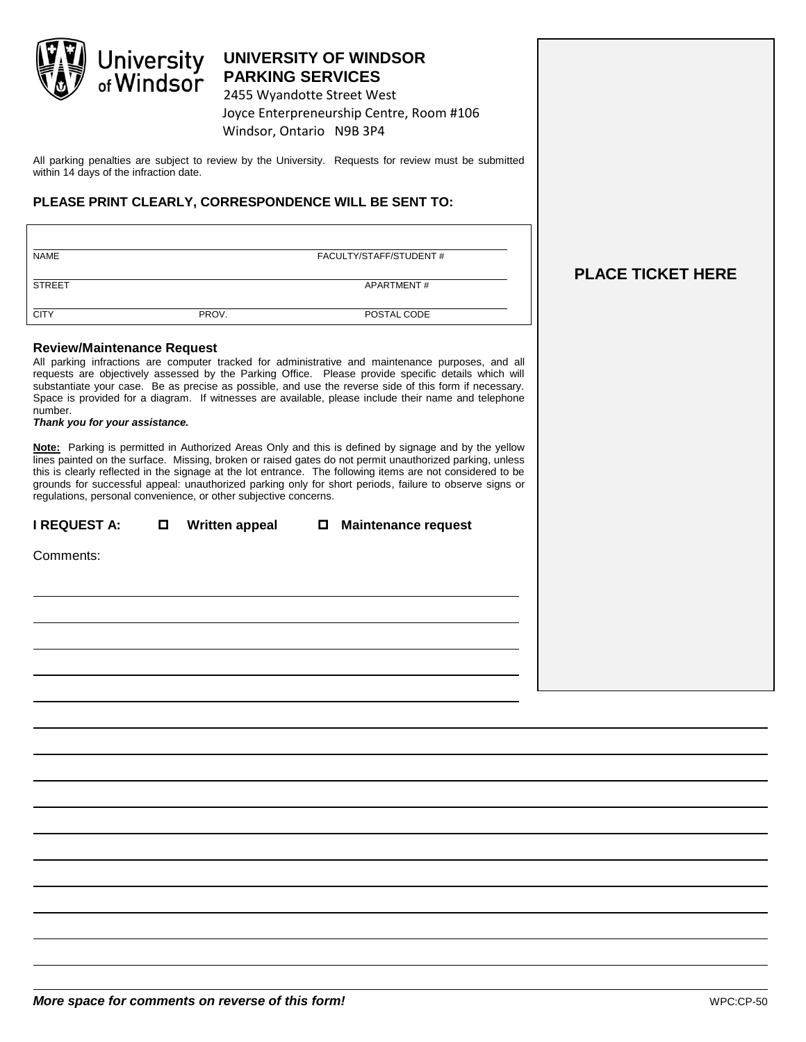# UNIVERSITY OF WINDSOR PARKING SERVICES

2455 Wyandotte Street West
Joyce Enterpreneurship Centre, Room #106
Windsor, Ontario N9B 3P4

All parking penalties are subject to review by the University. Requests for review must be submitted within 14 days of the infraction date.

**PLEASE PRINT CLEARLY, CORRESPONDENCE WILL BE SENT TO:**

| | | |
|---|---|---|
| NAME | | FACULTY/STAFF/STUDENT # |
| STREET | | APARTMENT # |
| CITY | PROV. | POSTAL CODE |

**PLACE TICKET HERE**

### Review/Maintenance Request

All parking infractions are computer tracked for administrative and maintenance purposes, and all requests are objectively assessed by the Parking Office. Please provide specific details which will substantiate your case. Be as precise as possible, and use the reverse side of this form if necessary. Space is provided for a diagram. If witnesses are available, please include their name and telephone number.

***Thank you for your assistance.***

**Note:** Parking is permitted in Authorized Areas Only and this is defined by signage and by the yellow lines painted on the surface. Missing, broken or raised gates do not permit unauthorized parking, unless this is clearly reflected in the signage at the lot entrance. The following items are not considered to be grounds for successful appeal: unauthorized parking only for short periods, failure to observe signs or regulations, personal convenience, or other subjective concerns.

**I REQUEST A:** ☐ **Written appeal** ☐ **Maintenance request**

Comments:

***More space for comments on reverse of this form!***

WPC:CP-50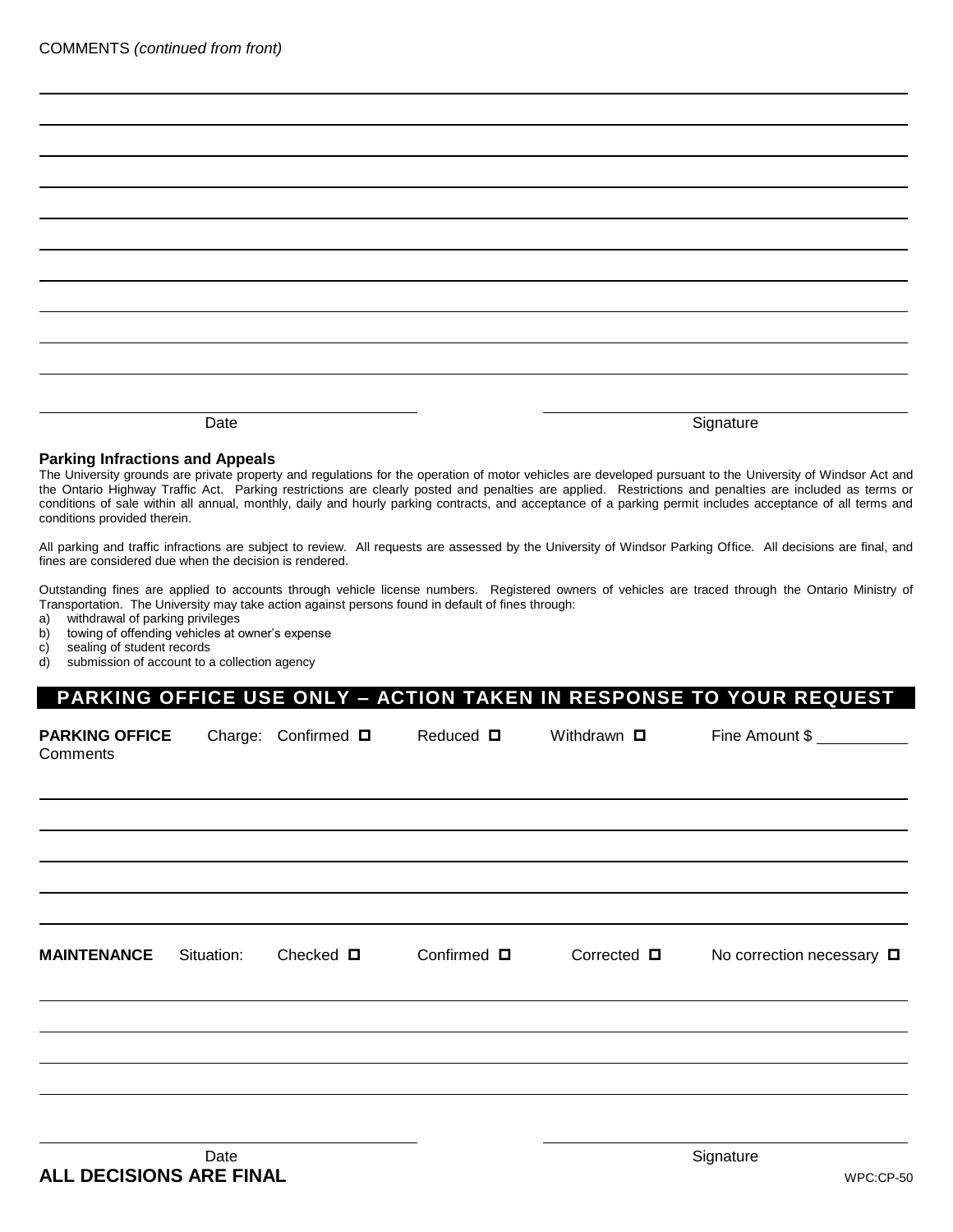COMMENTS *(continued from front)*

Date

Signature

**Parking Infractions and Appeals**

The University grounds are private property and regulations for the operation of motor vehicles are developed pursuant to the University of Windsor Act and the Ontario Highway Traffic Act. Parking restrictions are clearly posted and penalties are applied. Restrictions and penalties are included as terms or conditions of sale within all annual, monthly, daily and hourly parking contracts, and acceptance of a parking permit includes acceptance of all terms and conditions provided therein.

All parking and traffic infractions are subject to review. All requests are assessed by the University of Windsor Parking Office. All decisions are final, and fines are considered due when the decision is rendered.

Outstanding fines are applied to accounts through vehicle license numbers. Registered owners of vehicles are traced through the Ontario Ministry of Transportation. The University may take action against persons found in default of fines through:

a) withdrawal of parking privileges
b) towing of offending vehicles at owner's expense
c) sealing of student records
d) submission of account to a collection agency

## PARKING OFFICE USE ONLY – ACTION TAKEN IN RESPONSE TO YOUR REQUEST

**PARKING OFFICE** Comments Charge: Confirmed ☐ Reduced ☐ Withdrawn ☐ Fine Amount $ ___________

**MAINTENANCE** Situation: Checked ☐ Confirmed ☐ Corrected ☐ No correction necessary ☐

Date

Signature

**ALL DECISIONS ARE FINAL**

WPC:CP-50